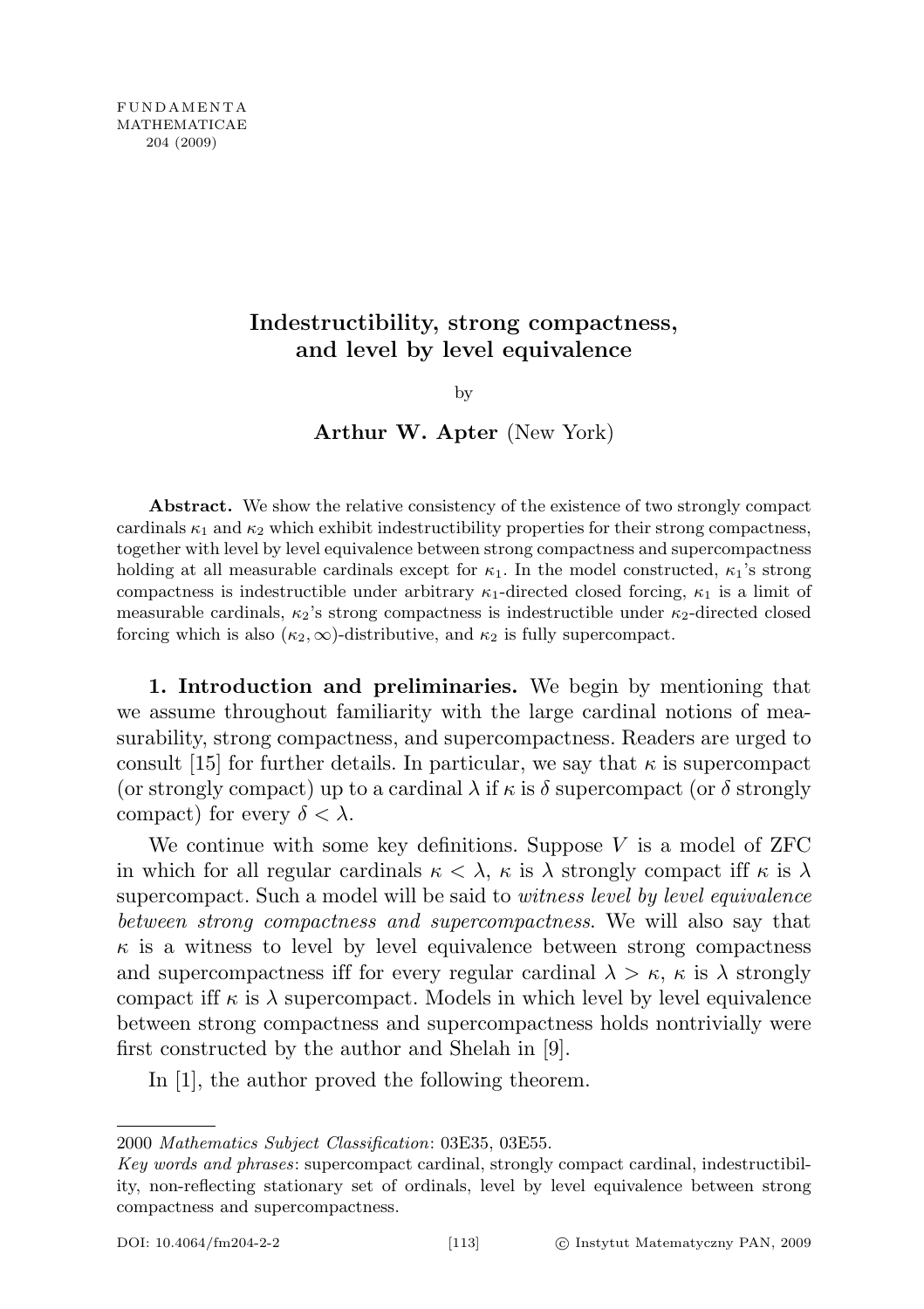# Indestructibility, strong compactness, and level by level equivalence

by

**Arthur W. Apter** (New York)

**Abstract.** We show the relative consistency of the existence of two strongly compact cardinals $\kappa_1$ and $\kappa_2$ which exhibit indestructibility properties for their strong compactness, together with level by level equivalence between strong compactness and supercompactness holding at all measurable cardinals except for $\kappa_1$. In the model constructed, $\kappa_1$'s strong compactness is indestructible under arbitrary $\kappa_1$-directed closed forcing, $\kappa_1$ is a limit of measurable cardinals, $\kappa_2$'s strong compactness is indestructible under $\kappa_2$-directed closed forcing which is also $(\kappa_2, \infty)$-distributive, and $\kappa_2$ is fully supercompact.

**1. Introduction and preliminaries.** We begin by mentioning that we assume throughout familiarity with the large cardinal notions of measurability, strong compactness, and supercompactness. Readers are urged to consult [15] for further details. In particular, we say that $\kappa$ is supercompact (or strongly compact) up to a cardinal $\lambda$ if $\kappa$ is $\delta$ supercompact (or $\delta$ strongly compact) for every $\delta < \lambda$.

We continue with some key definitions. Suppose $V$ is a model of ZFC in which for all regular cardinals $\kappa < \lambda$, $\kappa$ is $\lambda$ strongly compact iff $\kappa$ is $\lambda$ supercompact. Such a model will be said to *witness level by level equivalence between strong compactness and supercompactness*. We will also say that $\kappa$ is a witness to level by level equivalence between strong compactness and supercompactness iff for every regular cardinal $\lambda > \kappa$, $\kappa$ is $\lambda$ strongly compact iff $\kappa$ is $\lambda$ supercompact. Models in which level by level equivalence between strong compactness and supercompactness holds nontrivially were first constructed by the author and Shelah in [9].

In [1], the author proved the following theorem.

---

2000 *Mathematics Subject Classification*: 03E35, 03E55.

*Key words and phrases*: supercompact cardinal, strongly compact cardinal, indestructibility, non-reflecting stationary set of ordinals, level by level equivalence between strong compactness and supercompactness.

DOI: 10.4064/fm204-2-2 © Instytut Matematyczny PAN, 2009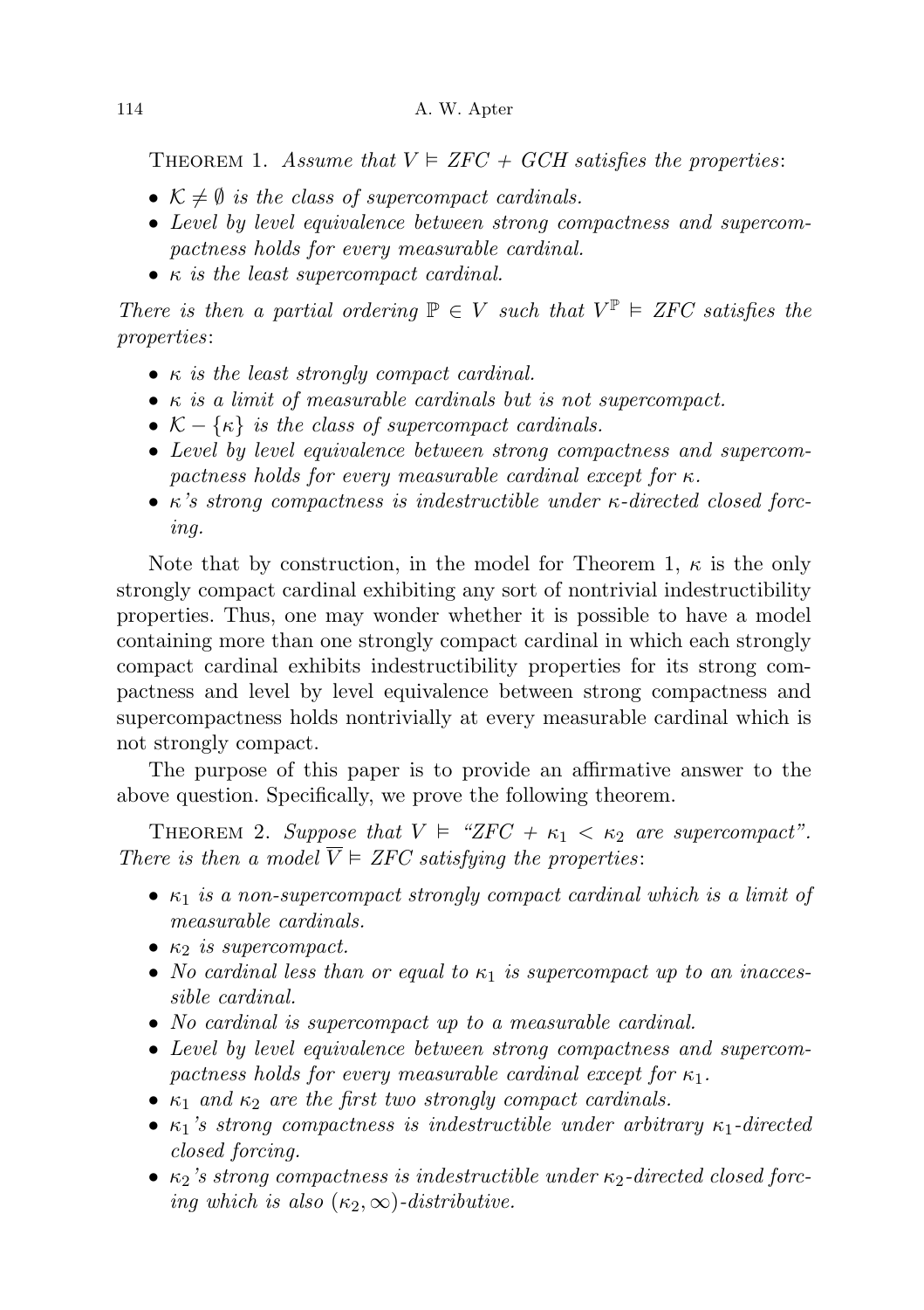Theorem 1. *Assume that $V \vDash$ ZFC + GCH satisfies the properties*:

- *$\mathcal{K} \neq \emptyset$ is the class of supercompact cardinals.*
- *Level by level equivalence between strong compactness and supercompactness holds for every measurable cardinal.*
- *$\kappa$ is the least supercompact cardinal.*

*There is then a partial ordering $\mathbb{P} \in V$ such that $V^{\mathbb{P}} \vDash$ ZFC satisfies the properties*:

- *$\kappa$ is the least strongly compact cardinal.*
- *$\kappa$ is a limit of measurable cardinals but is not supercompact.*
- *$\mathcal{K} - \{\kappa\}$ is the class of supercompact cardinals.*
- *Level by level equivalence between strong compactness and supercompactness holds for every measurable cardinal except for $\kappa$.*
- *$\kappa$'s strong compactness is indestructible under $\kappa$-directed closed forcing.*

Note that by construction, in the model for Theorem 1, $\kappa$ is the only strongly compact cardinal exhibiting any sort of nontrivial indestructibility properties. Thus, one may wonder whether it is possible to have a model containing more than one strongly compact cardinal in which each strongly compact cardinal exhibits indestructibility properties for its strong compactness and level by level equivalence between strong compactness and supercompactness holds nontrivially at every measurable cardinal which is not strongly compact.

The purpose of this paper is to provide an affirmative answer to the above question. Specifically, we prove the following theorem.

Theorem 2. *Suppose that $V \vDash$ "ZFC + $\kappa_1 < \kappa_2$ are supercompact". There is then a model $\overline{V} \vDash$ ZFC satisfying the properties*:

- *$\kappa_1$ is a non-supercompact strongly compact cardinal which is a limit of measurable cardinals.*
- *$\kappa_2$ is supercompact.*
- *No cardinal less than or equal to $\kappa_1$ is supercompact up to an inaccessible cardinal.*
- *No cardinal is supercompact up to a measurable cardinal.*
- *Level by level equivalence between strong compactness and supercompactness holds for every measurable cardinal except for $\kappa_1$.*
- *$\kappa_1$ and $\kappa_2$ are the first two strongly compact cardinals.*
- *$\kappa_1$'s strong compactness is indestructible under arbitrary $\kappa_1$-directed closed forcing.*
- *$\kappa_2$'s strong compactness is indestructible under $\kappa_2$-directed closed forcing which is also $(\kappa_2, \infty)$-distributive.*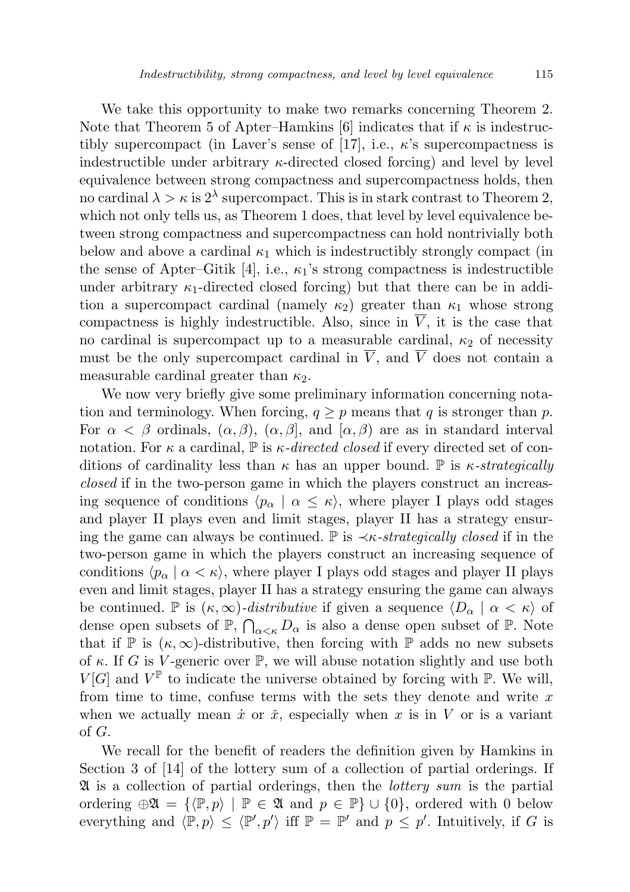We take this opportunity to make two remarks concerning Theorem 2. Note that Theorem 5 of Apter–Hamkins [6] indicates that if $\kappa$ is indestructibly supercompact (in Laver's sense of [17], i.e., $\kappa$'s supercompactness is indestructible under arbitrary $\kappa$-directed closed forcing) and level by level equivalence between strong compactness and supercompactness holds, then no cardinal $\lambda > \kappa$ is $2^\lambda$ supercompact. This is in stark contrast to Theorem 2, which not only tells us, as Theorem 1 does, that level by level equivalence between strong compactness and supercompactness can hold nontrivially both below and above a cardinal $\kappa_1$ which is indestructibly strongly compact (in the sense of Apter–Gitik [4], i.e., $\kappa_1$'s strong compactness is indestructible under arbitrary $\kappa_1$-directed closed forcing) but that there can be in addition a supercompact cardinal (namely $\kappa_2$) greater than $\kappa_1$ whose strong compactness is highly indestructible. Also, since in $\overline{V}$, it is the case that no cardinal is supercompact up to a measurable cardinal, $\kappa_2$ of necessity must be the only supercompact cardinal in $\overline{V}$, and $\overline{V}$ does not contain a measurable cardinal greater than $\kappa_2$.

We now very briefly give some preliminary information concerning notation and terminology. When forcing, $q \geq p$ means that $q$ is stronger than $p$. For $\alpha < \beta$ ordinals, $(\alpha, \beta)$, $(\alpha, \beta]$, and $[\alpha, \beta)$ are as in standard interval notation. For $\kappa$ a cardinal, $\mathbb{P}$ is *$\kappa$-directed closed* if every directed set of conditions of cardinality less than $\kappa$ has an upper bound. $\mathbb{P}$ is *$\kappa$-strategically closed* if in the two-person game in which the players construct an increasing sequence of conditions $\langle p_\alpha \mid \alpha \leq \kappa \rangle$, where player I plays odd stages and player II plays even and limit stages, player II has a strategy ensuring the game can always be continued. $\mathbb{P}$ is *$\prec\kappa$-strategically closed* if in the two-person game in which the players construct an increasing sequence of conditions $\langle p_\alpha \mid \alpha < \kappa \rangle$, where player I plays odd stages and player II plays even and limit stages, player II has a strategy ensuring the game can always be continued. $\mathbb{P}$ is *$(\kappa, \infty)$-distributive* if given a sequence $\langle D_\alpha \mid \alpha < \kappa \rangle$ of dense open subsets of $\mathbb{P}$, $\bigcap_{\alpha<\kappa} D_\alpha$ is also a dense open subset of $\mathbb{P}$. Note that if $\mathbb{P}$ is $(\kappa, \infty)$-distributive, then forcing with $\mathbb{P}$ adds no new subsets of $\kappa$. If $G$ is $V$-generic over $\mathbb{P}$, we will abuse notation slightly and use both $V[G]$ and $V^{\mathbb{P}}$ to indicate the universe obtained by forcing with $\mathbb{P}$. We will, from time to time, confuse terms with the sets they denote and write $x$ when we actually mean $\dot{x}$ or $\check{x}$, especially when $x$ is in $V$ or is a variant of $G$.

We recall for the benefit of readers the definition given by Hamkins in Section 3 of [14] of the lottery sum of a collection of partial orderings. If $\mathfrak{A}$ is a collection of partial orderings, then the *lottery sum* is the partial ordering $\oplus\mathfrak{A} = \{\langle \mathbb{P}, p \rangle \mid \mathbb{P} \in \mathfrak{A} \text{ and } p \in \mathbb{P}\} \cup \{0\}$, ordered with 0 below everything and $\langle \mathbb{P}, p \rangle \leq \langle \mathbb{P}', p' \rangle$ iff $\mathbb{P} = \mathbb{P}'$ and $p \leq p'$. Intuitively, if $G$ is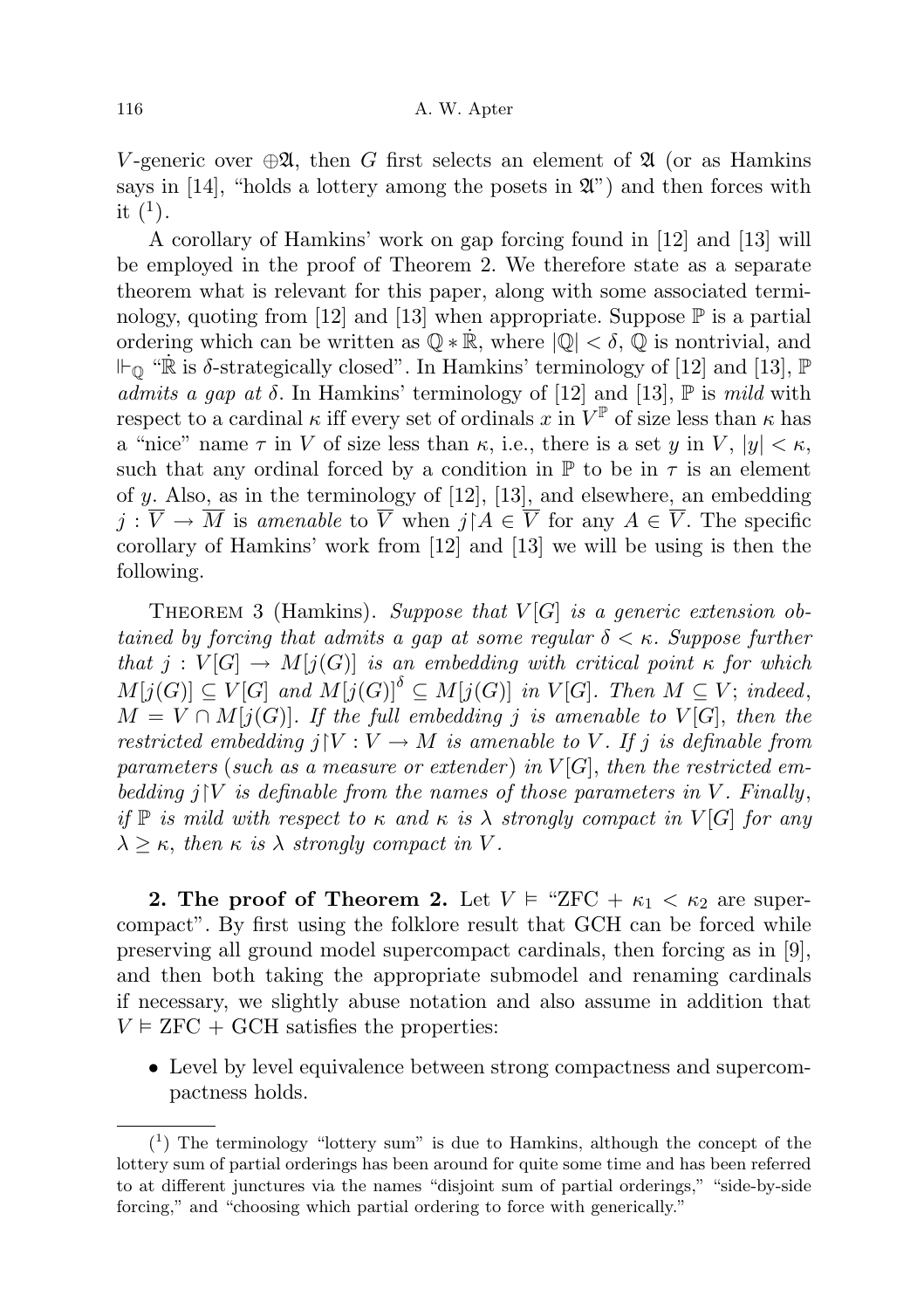$V$-generic over $\oplus\mathfrak{A}$, then $G$ first selects an element of $\mathfrak{A}$ (or as Hamkins says in [14], "holds a lottery among the posets in $\mathfrak{A}$") and then forces with it ([1]).

A corollary of Hamkins' work on gap forcing found in [12] and [13] will be employed in the proof of Theorem 2. We therefore state as a separate theorem what is relevant for this paper, along with some associated terminology, quoting from [12] and [13] when appropriate. Suppose $\mathbb{P}$ is a partial ordering which can be written as $\mathbb{Q} * \dot{\mathbb{R}}$, where $|\mathbb{Q}| < \delta$, $\mathbb{Q}$ is nontrivial, and $\Vdash_{\mathbb{Q}}$ "$\dot{\mathbb{R}}$ is $\delta$-strategically closed". In Hamkins' terminology of [12] and [13], $\mathbb{P}$ *admits a gap at* $\delta$. In Hamkins' terminology of [12] and [13], $\mathbb{P}$ is *mild* with respect to a cardinal $\kappa$ iff every set of ordinals $x$ in $V^{\mathbb{P}}$ of size less than $\kappa$ has a "nice" name $\tau$ in $V$ of size less than $\kappa$, i.e., there is a set $y$ in $V$, $|y| < \kappa$, such that any ordinal forced by a condition in $\mathbb{P}$ to be in $\tau$ is an element of $y$. Also, as in the terminology of [12], [13], and elsewhere, an embedding $j : \overline{V} \to \overline{M}$ is *amenable* to $\overline{V}$ when $j \restriction A \in \overline{V}$ for any $A \in \overline{V}$. The specific corollary of Hamkins' work from [12] and [13] we will be using is then the following.

THEOREM 3 (Hamkins). *Suppose that $V[G]$ is a generic extension obtained by forcing that admits a gap at some regular $\delta < \kappa$. Suppose further that $j : V[G] \to M[j(G)]$ is an embedding with critical point $\kappa$ for which $M[j(G)] \subseteq V[G]$ and $M[j(G)]^{\delta} \subseteq M[j(G)]$ in $V[G]$. Then $M \subseteq V$; indeed, $M = V \cap M[j(G)]$. If the full embedding $j$ is amenable to $V[G]$, then the restricted embedding $j \restriction V : V \to M$ is amenable to $V$. If $j$ is definable from parameters (such as a measure or extender) in $V[G]$, then the restricted embedding $j \restriction V$ is definable from the names of those parameters in $V$. Finally, if $\mathbb{P}$ is mild with respect to $\kappa$ and $\kappa$ is $\lambda$ strongly compact in $V[G]$ for any $\lambda \geq \kappa$, then $\kappa$ is $\lambda$ strongly compact in $V$.*

**2. The proof of Theorem 2.** Let $V \vDash$ "ZFC + $\kappa_1 < \kappa_2$ are supercompact". By first using the folklore result that GCH can be forced while preserving all ground model supercompact cardinals, then forcing as in [9], and then both taking the appropriate submodel and renaming cardinals if necessary, we slightly abuse notation and also assume in addition that $V \vDash$ ZFC + GCH satisfies the properties:

- Level by level equivalence between strong compactness and supercompactness holds.

([1]) The terminology "lottery sum" is due to Hamkins, although the concept of the lottery sum of partial orderings has been around for quite some time and has been referred to at different junctures via the names "disjoint sum of partial orderings," "side-by-side forcing," and "choosing which partial ordering to force with generically."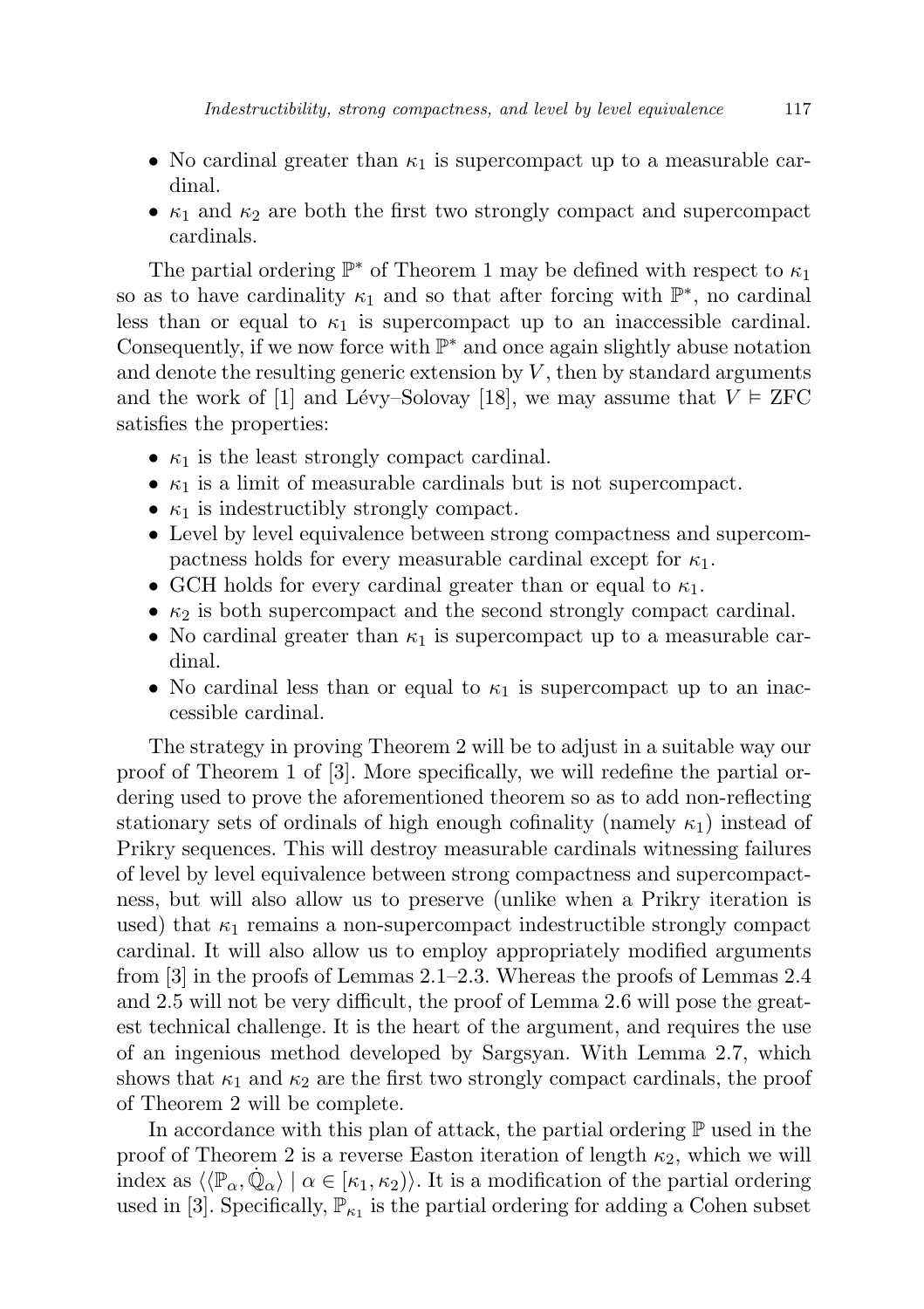- No cardinal greater than $\kappa_1$ is supercompact up to a measurable cardinal.
- $\kappa_1$ and $\kappa_2$ are both the first two strongly compact and supercompact cardinals.

The partial ordering $\mathbb{P}^*$ of Theorem 1 may be defined with respect to $\kappa_1$ so as to have cardinality $\kappa_1$ and so that after forcing with $\mathbb{P}^*$, no cardinal less than or equal to $\kappa_1$ is supercompact up to an inaccessible cardinal. Consequently, if we now force with $\mathbb{P}^*$ and once again slightly abuse notation and denote the resulting generic extension by $V$, then by standard arguments and the work of [1] and Lévy–Solovay [18], we may assume that $V \vDash \mathrm{ZFC}$ satisfies the properties:

- $\kappa_1$ is the least strongly compact cardinal.
- $\kappa_1$ is a limit of measurable cardinals but is not supercompact.
- $\kappa_1$ is indestructibly strongly compact.
- Level by level equivalence between strong compactness and supercompactness holds for every measurable cardinal except for $\kappa_1$.
- GCH holds for every cardinal greater than or equal to $\kappa_1$.
- $\kappa_2$ is both supercompact and the second strongly compact cardinal.
- No cardinal greater than $\kappa_1$ is supercompact up to a measurable cardinal.
- No cardinal less than or equal to $\kappa_1$ is supercompact up to an inaccessible cardinal.

The strategy in proving Theorem 2 will be to adjust in a suitable way our proof of Theorem 1 of [3]. More specifically, we will redefine the partial ordering used to prove the aforementioned theorem so as to add non-reflecting stationary sets of ordinals of high enough cofinality (namely $\kappa_1$) instead of Prikry sequences. This will destroy measurable cardinals witnessing failures of level by level equivalence between strong compactness and supercompactness, but will also allow us to preserve (unlike when a Prikry iteration is used) that $\kappa_1$ remains a non-supercompact indestructible strongly compact cardinal. It will also allow us to employ appropriately modified arguments from [3] in the proofs of Lemmas 2.1–2.3. Whereas the proofs of Lemmas 2.4 and 2.5 will not be very difficult, the proof of Lemma 2.6 will pose the greatest technical challenge. It is the heart of the argument, and requires the use of an ingenious method developed by Sargsyan. With Lemma 2.7, which shows that $\kappa_1$ and $\kappa_2$ are the first two strongly compact cardinals, the proof of Theorem 2 will be complete.

In accordance with this plan of attack, the partial ordering $\mathbb{P}$ used in the proof of Theorem 2 is a reverse Easton iteration of length $\kappa_2$, which we will index as $\langle \langle \mathbb{P}_\alpha, \dot{\mathbb{Q}}_\alpha \rangle \mid \alpha \in [\kappa_1, \kappa_2) \rangle$. It is a modification of the partial ordering used in [3]. Specifically, $\mathbb{P}_{\kappa_1}$ is the partial ordering for adding a Cohen subset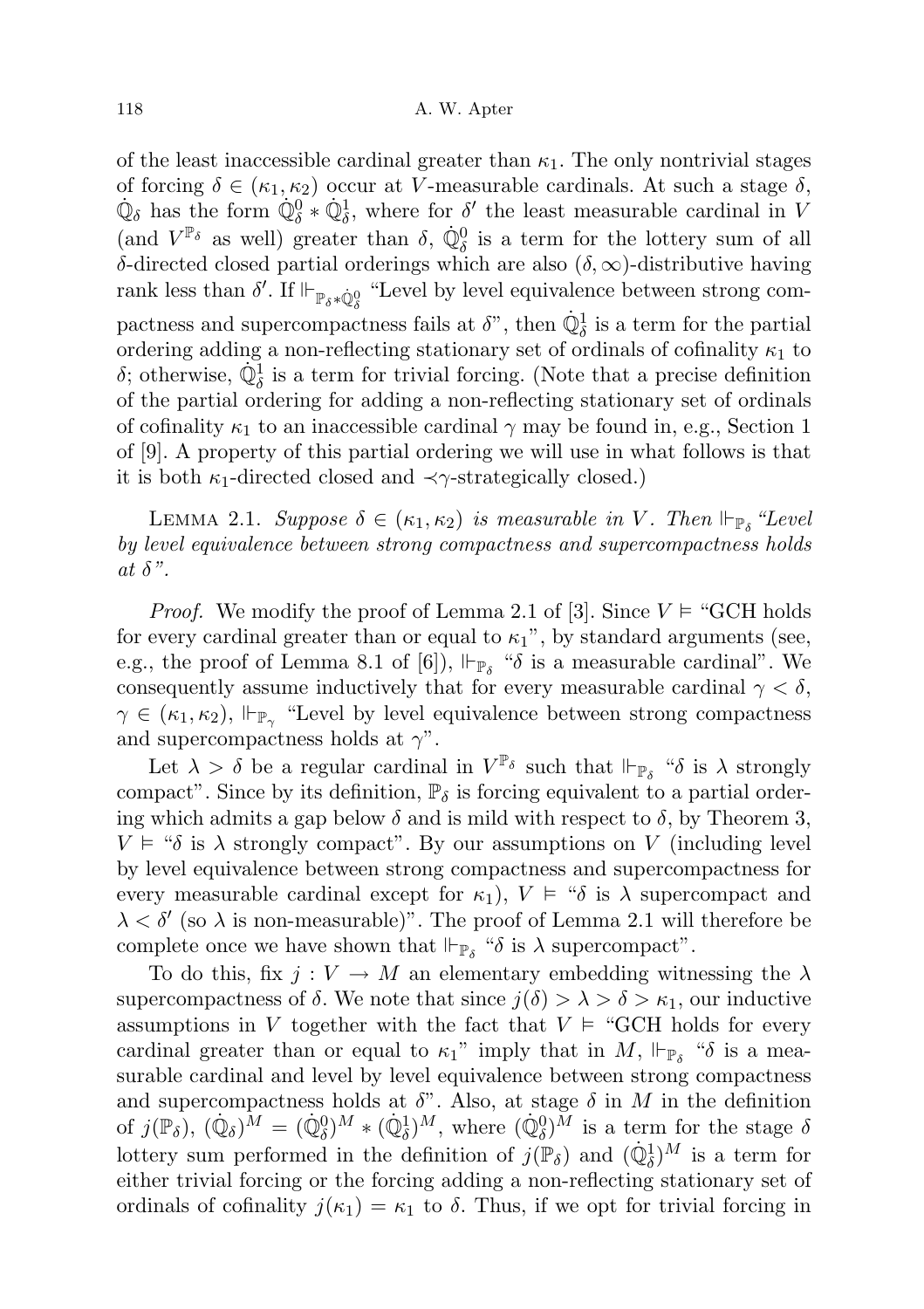of the least inaccessible cardinal greater than $\kappa_1$. The only nontrivial stages of forcing $\delta \in (\kappa_1, \kappa_2)$ occur at $V$-measurable cardinals. At such a stage $\delta$, $\dot{\mathbb{Q}}_\delta$ has the form $\dot{\mathbb{Q}}^0_\delta * \dot{\mathbb{Q}}^1_\delta$, where for $\delta'$ the least measurable cardinal in $V$ (and $V^{\mathbb{P}_\delta}$ as well) greater than $\delta$, $\dot{\mathbb{Q}}^0_\delta$ is a term for the lottery sum of all $\delta$-directed closed partial orderings which are also $(\delta, \infty)$-distributive having rank less than $\delta'$. If $\Vdash_{\mathbb{P}_\delta * \dot{\mathbb{Q}}^0_\delta}$ "Level by level equivalence between strong compactness and supercompactness fails at $\delta$", then $\dot{\mathbb{Q}}^1_\delta$ is a term for the partial ordering adding a non-reflecting stationary set of ordinals of cofinality $\kappa_1$ to $\delta$; otherwise, $\dot{\mathbb{Q}}^1_\delta$ is a term for trivial forcing. (Note that a precise definition of the partial ordering for adding a non-reflecting stationary set of ordinals of cofinality $\kappa_1$ to an inaccessible cardinal $\gamma$ may be found in, e.g., Section 1 of [9]. A property of this partial ordering we will use in what follows is that it is both $\kappa_1$-directed closed and $\prec\gamma$-strategically closed.)

Lemma 2.1. *Suppose $\delta \in (\kappa_1, \kappa_2)$ is measurable in $V$. Then $\Vdash_{\mathbb{P}_\delta}$ "Level by level equivalence between strong compactness and supercompactness holds at $\delta$".*

*Proof.* We modify the proof of Lemma 2.1 of [3]. Since $V \vDash$ "GCH holds for every cardinal greater than or equal to $\kappa_1$", by standard arguments (see, e.g., the proof of Lemma 8.1 of [6]), $\Vdash_{\mathbb{P}_\delta}$ "$\delta$ is a measurable cardinal". We consequently assume inductively that for every measurable cardinal $\gamma < \delta$, $\gamma \in (\kappa_1, \kappa_2)$, $\Vdash_{\mathbb{P}_\gamma}$ "Level by level equivalence between strong compactness and supercompactness holds at $\gamma$".

Let $\lambda > \delta$ be a regular cardinal in $V^{\mathbb{P}_\delta}$ such that $\Vdash_{\mathbb{P}_\delta}$ "$\delta$ is $\lambda$ strongly compact". Since by its definition, $\mathbb{P}_\delta$ is forcing equivalent to a partial ordering which admits a gap below $\delta$ and is mild with respect to $\delta$, by Theorem 3, $V \vDash$ "$\delta$ is $\lambda$ strongly compact". By our assumptions on $V$ (including level by level equivalence between strong compactness and supercompactness for every measurable cardinal except for $\kappa_1$), $V \vDash$ "$\delta$ is $\lambda$ supercompact and $\lambda < \delta'$ (so $\lambda$ is non-measurable)". The proof of Lemma 2.1 will therefore be complete once we have shown that $\Vdash_{\mathbb{P}_\delta}$ "$\delta$ is $\lambda$ supercompact".

To do this, fix $j : V \to M$ an elementary embedding witnessing the $\lambda$ supercompactness of $\delta$. We note that since $j(\delta) > \lambda > \delta > \kappa_1$, our inductive assumptions in $V$ together with the fact that $V \vDash$ "GCH holds for every cardinal greater than or equal to $\kappa_1$" imply that in $M$, $\Vdash_{\mathbb{P}_\delta}$ "$\delta$ is a measurable cardinal and level by level equivalence between strong compactness and supercompactness holds at $\delta$". Also, at stage $\delta$ in $M$ in the definition of $j(\mathbb{P}_\delta)$, $(\dot{\mathbb{Q}}_\delta)^M = (\dot{\mathbb{Q}}^0_\delta)^M * (\dot{\mathbb{Q}}^1_\delta)^M$, where $(\dot{\mathbb{Q}}^0_\delta)^M$ is a term for the stage $\delta$ lottery sum performed in the definition of $j(\mathbb{P}_\delta)$ and $(\dot{\mathbb{Q}}^1_\delta)^M$ is a term for either trivial forcing or the forcing adding a non-reflecting stationary set of ordinals of cofinality $j(\kappa_1) = \kappa_1$ to $\delta$. Thus, if we opt for trivial forcing in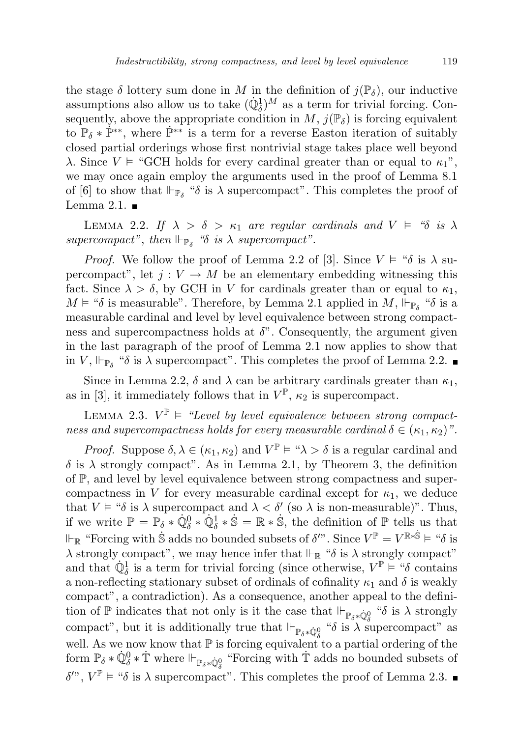the stage $\delta$ lottery sum done in $M$ in the definition of $j(\mathbb{P}_\delta)$, our inductive assumptions also allow us to take $(\dot{\mathbb{Q}}^1_\delta)^M$ as a term for trivial forcing. Consequently, above the appropriate condition in $M$, $j(\mathbb{P}_\delta)$ is forcing equivalent to $\mathbb{P}_\delta * \dot{\mathbb{P}}^{**}$, where $\dot{\mathbb{P}}^{**}$ is a term for a reverse Easton iteration of suitably closed partial orderings whose first nontrivial stage takes place well beyond $\lambda$. Since $V \vDash$ "GCH holds for every cardinal greater than or equal to $\kappa_1$", we may once again employ the arguments used in the proof of Lemma 8.1 of [6] to show that $\Vdash_{\mathbb{P}_\delta}$ "$\delta$ is $\lambda$ supercompact". This completes the proof of Lemma 2.1. ∎

Lemma 2.2. *If $\lambda > \delta > \kappa_1$ are regular cardinals and $V \vDash$ "$\delta$ is $\lambda$ supercompact", then $\Vdash_{\mathbb{P}_\delta}$ "$\delta$ is $\lambda$ supercompact".*

*Proof.* We follow the proof of Lemma 2.2 of [3]. Since $V \vDash$ "$\delta$ is $\lambda$ supercompact", let $j : V \to M$ be an elementary embedding witnessing this fact. Since $\lambda > \delta$, by GCH in $V$ for cardinals greater than or equal to $\kappa_1$, $M \vDash$ "$\delta$ is measurable". Therefore, by Lemma 2.1 applied in $M$, $\Vdash_{\mathbb{P}_\delta}$ "$\delta$ is a measurable cardinal and level by level equivalence between strong compactness and supercompactness holds at $\delta$". Consequently, the argument given in the last paragraph of the proof of Lemma 2.1 now applies to show that in $V$, $\Vdash_{\mathbb{P}_\delta}$ "$\delta$ is $\lambda$ supercompact". This completes the proof of Lemma 2.2. ∎

Since in Lemma 2.2, $\delta$ and $\lambda$ can be arbitrary cardinals greater than $\kappa_1$, as in [3], it immediately follows that in $V^{\mathbb{P}}$, $\kappa_2$ is supercompact.

Lemma 2.3. *$V^{\mathbb{P}} \vDash$ "Level by level equivalence between strong compactness and supercompactness holds for every measurable cardinal $\delta \in (\kappa_1, \kappa_2)$".*

*Proof.* Suppose $\delta, \lambda \in (\kappa_1, \kappa_2)$ and $V^{\mathbb{P}} \vDash$ "$\lambda > \delta$ is a regular cardinal and $\delta$ is $\lambda$ strongly compact". As in Lemma 2.1, by Theorem 3, the definition of $\mathbb{P}$, and level by level equivalence between strong compactness and supercompactness in $V$ for every measurable cardinal except for $\kappa_1$, we deduce that $V \vDash$ "$\delta$ is $\lambda$ supercompact and $\lambda < \delta'$ (so $\lambda$ is non-measurable)". Thus, if we write $\mathbb{P} = \mathbb{P}_\delta * \dot{\mathbb{Q}}^0_\delta * \dot{\mathbb{Q}}^1_\delta * \dot{\mathbb{S}} = \mathbb{R} * \dot{\mathbb{S}}$, the definition of $\mathbb{P}$ tells us that $\Vdash_{\mathbb{R}}$ "Forcing with $\dot{\mathbb{S}}$ adds no bounded subsets of $\delta'$". Since $V^{\mathbb{P}} = V^{\mathbb{R}*\dot{\mathbb{S}}} \vDash$ "$\delta$ is $\lambda$ strongly compact", we may hence infer that $\Vdash_{\mathbb{R}}$ "$\delta$ is $\lambda$ strongly compact" and that $\dot{\mathbb{Q}}^1_\delta$ is a term for trivial forcing (since otherwise, $V^{\mathbb{P}} \vDash$ "$\delta$ contains a non-reflecting stationary subset of ordinals of cofinality $\kappa_1$ and $\delta$ is weakly compact", a contradiction). As a consequence, another appeal to the definition of $\mathbb{P}$ indicates that not only is it the case that $\Vdash_{\mathbb{P}_\delta * \dot{\mathbb{Q}}^0_\delta}$ "$\delta$ is $\lambda$ strongly compact", but it is additionally true that $\Vdash_{\mathbb{P}_\delta * \dot{\mathbb{Q}}^0_\delta}$ "$\delta$ is $\lambda$ supercompact" as well. As we now know that $\mathbb{P}$ is forcing equivalent to a partial ordering of the form $\mathbb{P}_\delta * \dot{\mathbb{Q}}^0_\delta * \dot{\mathbb{T}}$ where $\Vdash_{\mathbb{P}_\delta * \dot{\mathbb{Q}}^0_\delta}$ "Forcing with $\dot{\mathbb{T}}$ adds no bounded subsets of $\delta'$", $V^{\mathbb{P}} \vDash$ "$\delta$ is $\lambda$ supercompact". This completes the proof of Lemma 2.3. ∎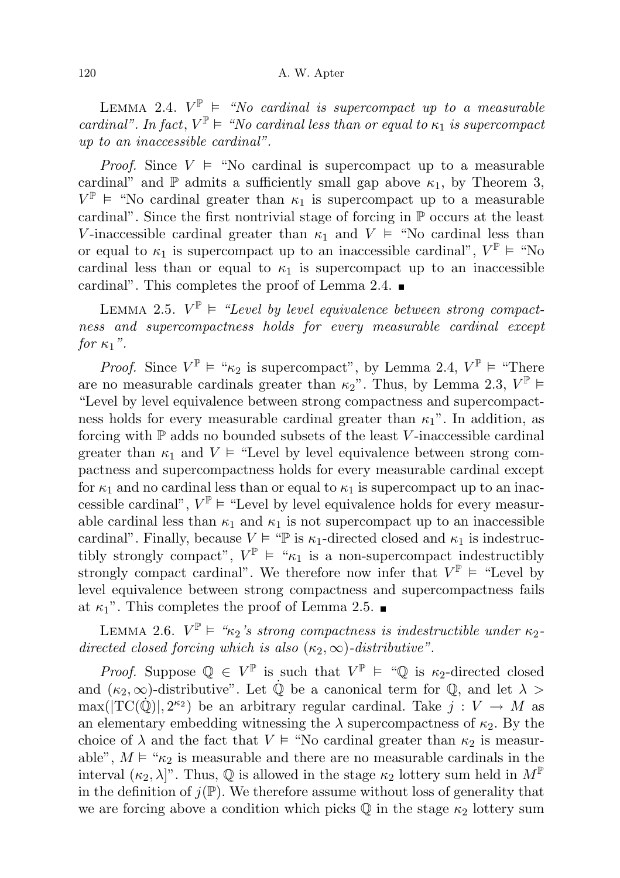Lemma 2.4. *$V^{\mathbb{P}} \vDash$ "No cardinal is supercompact up to a measurable cardinal". In fact, $V^{\mathbb{P}} \vDash$ "No cardinal less than or equal to $\kappa_1$ is supercompact up to an inaccessible cardinal".*

*Proof.* Since $V \vDash$ "No cardinal is supercompact up to a measurable cardinal" and $\mathbb{P}$ admits a sufficiently small gap above $\kappa_1$, by Theorem 3, $V^{\mathbb{P}} \vDash$ "No cardinal greater than $\kappa_1$ is supercompact up to a measurable cardinal". Since the first nontrivial stage of forcing in $\mathbb{P}$ occurs at the least $V$-inaccessible cardinal greater than $\kappa_1$ and $V \vDash$ "No cardinal less than or equal to $\kappa_1$ is supercompact up to an inaccessible cardinal", $V^{\mathbb{P}} \vDash$ "No cardinal less than or equal to $\kappa_1$ is supercompact up to an inaccessible cardinal". This completes the proof of Lemma 2.4. ■

Lemma 2.5. *$V^{\mathbb{P}} \vDash$ "Level by level equivalence between strong compactness and supercompactness holds for every measurable cardinal except for $\kappa_1$".*

*Proof.* Since $V^{\mathbb{P}} \vDash$ "$\kappa_2$ is supercompact", by Lemma 2.4, $V^{\mathbb{P}} \vDash$ "There are no measurable cardinals greater than $\kappa_2$". Thus, by Lemma 2.3, $V^{\mathbb{P}} \vDash$ "Level by level equivalence between strong compactness and supercompactness holds for every measurable cardinal greater than $\kappa_1$". In addition, as forcing with $\mathbb{P}$ adds no bounded subsets of the least $V$-inaccessible cardinal greater than $\kappa_1$ and $V \vDash$ "Level by level equivalence between strong compactness and supercompactness holds for every measurable cardinal except for $\kappa_1$ and no cardinal less than or equal to $\kappa_1$ is supercompact up to an inaccessible cardinal", $V^{\mathbb{P}} \vDash$ "Level by level equivalence holds for every measurable cardinal less than $\kappa_1$ and $\kappa_1$ is not supercompact up to an inaccessible cardinal". Finally, because $V \vDash$ "$\mathbb{P}$ is $\kappa_1$-directed closed and $\kappa_1$ is indestructibly strongly compact", $V^{\mathbb{P}} \vDash$ "$\kappa_1$ is a non-supercompact indestructibly strongly compact cardinal". We therefore now infer that $V^{\mathbb{P}} \vDash$ "Level by level equivalence between strong compactness and supercompactness fails at $\kappa_1$". This completes the proof of Lemma 2.5. ■

Lemma 2.6. *$V^{\mathbb{P}} \vDash$ "$\kappa_2$'s strong compactness is indestructible under $\kappa_2$-directed closed forcing which is also $(\kappa_2, \infty)$-distributive".*

*Proof.* Suppose $\mathbb{Q} \in V^{\mathbb{P}}$ is such that $V^{\mathbb{P}} \vDash$ "$\mathbb{Q}$ is $\kappa_2$-directed closed and $(\kappa_2, \infty)$-distributive". Let $\dot{\mathbb{Q}}$ be a canonical term for $\mathbb{Q}$, and let $\lambda > \max(|\mathrm{TC}(\dot{\mathbb{Q}})|, 2^{\kappa_2})$ be an arbitrary regular cardinal. Take $j : V \to M$ as an elementary embedding witnessing the $\lambda$ supercompactness of $\kappa_2$. By the choice of $\lambda$ and the fact that $V \vDash$ "No cardinal greater than $\kappa_2$ is measurable", $M \vDash$ "$\kappa_2$ is measurable and there are no measurable cardinals in the interval $(\kappa_2, \lambda]$". Thus, $\mathbb{Q}$ is allowed in the stage $\kappa_2$ lottery sum held in $M^{\mathbb{P}}$ in the definition of $j(\mathbb{P})$. We therefore assume without loss of generality that we are forcing above a condition which picks $\mathbb{Q}$ in the stage $\kappa_2$ lottery sum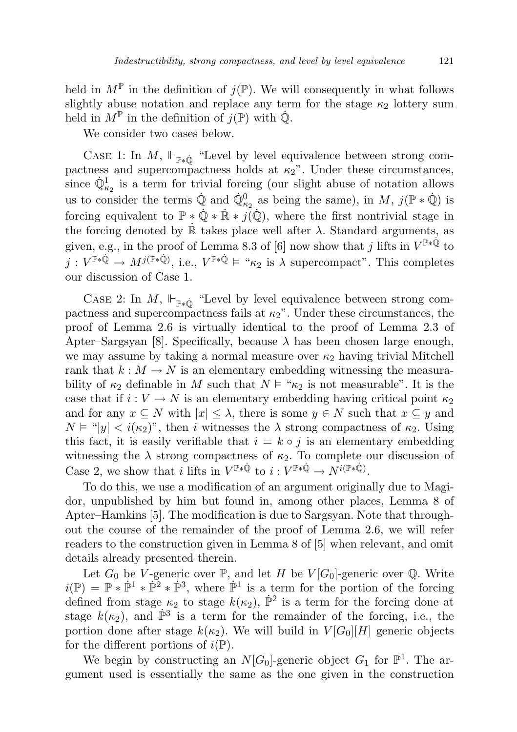held in $M^{\mathbb{P}}$ in the definition of $j(\mathbb{P})$. We will consequently in what follows slightly abuse notation and replace any term for the stage $\kappa_2$ lottery sum held in $M^{\mathbb{P}}$ in the definition of $j(\mathbb{P})$ with $\dot{\mathbb{Q}}$.

We consider two cases below.

Case 1: In $M$, $\Vdash_{\mathbb{P} * \dot{\mathbb{Q}}}$ "Level by level equivalence between strong compactness and supercompactness holds at $\kappa_2$". Under these circumstances, since $\dot{\mathbb{Q}}^1_{\kappa_2}$ is a term for trivial forcing (our slight abuse of notation allows us to consider the terms $\dot{\mathbb{Q}}$ and $\dot{\mathbb{Q}}^0_{\kappa_2}$ as being the same), in $M$, $j(\mathbb{P} * \dot{\mathbb{Q}})$ is forcing equivalent to $\mathbb{P} * \dot{\mathbb{Q}} * \dot{\mathbb{R}} * j(\dot{\mathbb{Q}})$, where the first nontrivial stage in the forcing denoted by $\dot{\mathbb{R}}$ takes place well after $\lambda$. Standard arguments, as given, e.g., in the proof of Lemma 8.3 of [6] now show that $j$ lifts in $V^{\mathbb{P} * \dot{\mathbb{Q}}}$ to $j : V^{\mathbb{P} * \dot{\mathbb{Q}}} \to M^{j(\mathbb{P} * \dot{\mathbb{Q}})}$, i.e., $V^{\mathbb{P} * \dot{\mathbb{Q}}} \vDash$ "$\kappa_2$ is $\lambda$ supercompact". This completes our discussion of Case 1.

Case 2: In $M$, $\Vdash_{\mathbb{P} * \dot{\mathbb{Q}}}$ "Level by level equivalence between strong compactness and supercompactness fails at $\kappa_2$". Under these circumstances, the proof of Lemma 2.6 is virtually identical to the proof of Lemma 2.3 of Apter–Sargsyan [8]. Specifically, because $\lambda$ has been chosen large enough, we may assume by taking a normal measure over $\kappa_2$ having trivial Mitchell rank that $k : M \to N$ is an elementary embedding witnessing the measurability of $\kappa_2$ definable in $M$ such that $N \vDash$ "$\kappa_2$ is not measurable". It is the case that if $i : V \to N$ is an elementary embedding having critical point $\kappa_2$ and for any $x \subseteq N$ with $|x| \le \lambda$, there is some $y \in N$ such that $x \subseteq y$ and $N \vDash$ "$|y| < i(\kappa_2)$", then $i$ witnesses the $\lambda$ strong compactness of $\kappa_2$. Using this fact, it is easily verifiable that $i = k \circ j$ is an elementary embedding witnessing the $\lambda$ strong compactness of $\kappa_2$. To complete our discussion of Case 2, we show that $i$ lifts in $V^{\mathbb{P} * \dot{\mathbb{Q}}}$ to $i : V^{\mathbb{P} * \dot{\mathbb{Q}}} \to N^{i(\mathbb{P} * \dot{\mathbb{Q}})}$.

To do this, we use a modification of an argument originally due to Magidor, unpublished by him but found in, among other places, Lemma 8 of Apter–Hamkins [5]. The modification is due to Sargsyan. Note that throughout the course of the remainder of the proof of Lemma 2.6, we will refer readers to the construction given in Lemma 8 of [5] when relevant, and omit details already presented therein.

Let $G_0$ be $V$-generic over $\mathbb{P}$, and let $H$ be $V[G_0]$-generic over $\mathbb{Q}$. Write $i(\mathbb{P}) = \mathbb{P} * \dot{\mathbb{P}}^1 * \dot{\mathbb{P}}^2 * \dot{\mathbb{P}}^3$, where $\dot{\mathbb{P}}^1$ is a term for the portion of the forcing defined from stage $\kappa_2$ to stage $k(\kappa_2)$, $\dot{\mathbb{P}}^2$ is a term for the forcing done at stage $k(\kappa_2)$, and $\dot{\mathbb{P}}^3$ is a term for the remainder of the forcing, i.e., the portion done after stage $k(\kappa_2)$. We will build in $V[G_0][H]$ generic objects for the different portions of $i(\mathbb{P})$.

We begin by constructing an $N[G_0]$-generic object $G_1$ for $\mathbb{P}^1$. The argument used is essentially the same as the one given in the construction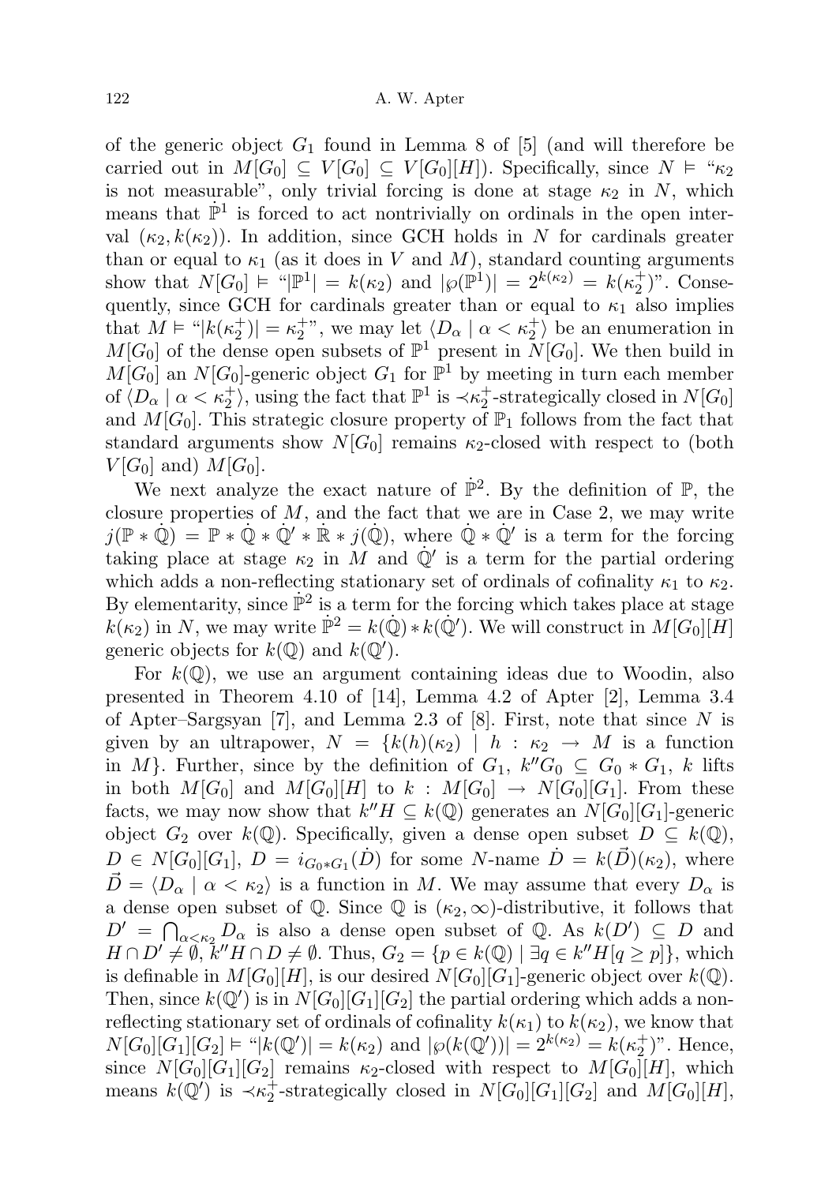of the generic object $G_1$ found in Lemma 8 of [5] (and will therefore be carried out in $M[G_0] \subseteq V[G_0] \subseteq V[G_0][H]$). Specifically, since $N \vDash$ "$\kappa_2$ is not measurable", only trivial forcing is done at stage $\kappa_2$ in $N$, which means that $\dot{\mathbb{P}}^1$ is forced to act nontrivially on ordinals in the open interval $(\kappa_2, k(\kappa_2))$. In addition, since GCH holds in $N$ for cardinals greater than or equal to $\kappa_1$ (as it does in $V$ and $M$), standard counting arguments show that $N[G_0] \vDash$ "$|\mathbb{P}^1| = k(\kappa_2)$ and $|\wp(\mathbb{P}^1)| = 2^{k(\kappa_2)} = k(\kappa_2^+)$". Consequently, since GCH for cardinals greater than or equal to $\kappa_1$ also implies that $M \vDash$ "$|k(\kappa_2^+)| = \kappa_2^+$", we may let $\langle D_\alpha \mid \alpha < \kappa_2^+\rangle$ be an enumeration in $M[G_0]$ of the dense open subsets of $\mathbb{P}^1$ present in $N[G_0]$. We then build in $M[G_0]$ an $N[G_0]$-generic object $G_1$ for $\mathbb{P}^1$ by meeting in turn each member of $\langle D_\alpha \mid \alpha < \kappa_2^+\rangle$, using the fact that $\mathbb{P}^1$ is $\prec\kappa_2^+$-strategically closed in $N[G_0]$ and $M[G_0]$. This strategic closure property of $\mathbb{P}_1$ follows from the fact that standard arguments show $N[G_0]$ remains $\kappa_2$-closed with respect to (both $V[G_0]$ and) $M[G_0]$.

We next analyze the exact nature of $\dot{\mathbb{P}}^2$. By the definition of $\mathbb{P}$, the closure properties of $M$, and the fact that we are in Case 2, we may write $j(\mathbb{P} * \dot{\mathbb{Q}}) = \mathbb{P} * \dot{\mathbb{Q}} * \dot{\mathbb{Q}}' * \dot{\mathbb{R}} * j(\dot{\mathbb{Q}})$, where $\dot{\mathbb{Q}} * \dot{\mathbb{Q}}'$ is a term for the forcing taking place at stage $\kappa_2$ in $M$ and $\dot{\mathbb{Q}}'$ is a term for the partial ordering which adds a non-reflecting stationary set of ordinals of cofinality $\kappa_1$ to $\kappa_2$. By elementarity, since $\dot{\mathbb{P}}^2$ is a term for the forcing which takes place at stage $k(\kappa_2)$ in $N$, we may write $\dot{\mathbb{P}}^2 = k(\dot{\mathbb{Q}}) * k(\dot{\mathbb{Q}}')$. We will construct in $M[G_0][H]$ generic objects for $k(\mathbb{Q})$ and $k(\mathbb{Q}')$.

For $k(\mathbb{Q})$, we use an argument containing ideas due to Woodin, also presented in Theorem 4.10 of [14], Lemma 4.2 of Apter [2], Lemma 3.4 of Apter–Sargsyan [7], and Lemma 2.3 of [8]. First, note that since $N$ is given by an ultrapower, $N = \{k(h)(\kappa_2) \mid h : \kappa_2 \to M$ is a function in $M\}$. Further, since by the definition of $G_1$, $k''G_0 \subseteq G_0 * G_1$, $k$ lifts in both $M[G_0]$ and $M[G_0][H]$ to $k : M[G_0] \to N[G_0][G_1]$. From these facts, we may now show that $k''H \subseteq k(\mathbb{Q})$ generates an $N[G_0][G_1]$-generic object $G_2$ over $k(\mathbb{Q})$. Specifically, given a dense open subset $D \subseteq k(\mathbb{Q})$, $D \in N[G_0][G_1]$, $D = i_{G_0 * G_1}(\dot{D})$ for some $N$-name $\dot{D} = k(\vec{D})(\kappa_2)$, where $\vec{D} = \langle D_\alpha \mid \alpha < \kappa_2\rangle$ is a function in $M$. We may assume that every $D_\alpha$ is a dense open subset of $\mathbb{Q}$. Since $\mathbb{Q}$ is $(\kappa_2, \infty)$-distributive, it follows that $D' = \bigcap_{\alpha<\kappa_2} D_\alpha$ is also a dense open subset of $\mathbb{Q}$. As $k(D') \subseteq D$ and $H \cap D' \neq \emptyset$, $k''H \cap D \neq \emptyset$. Thus, $G_2 = \{p \in k(\mathbb{Q}) \mid \exists q \in k''H[q \geq p]\}$, which is definable in $M[G_0][H]$, is our desired $N[G_0][G_1]$-generic object over $k(\mathbb{Q})$. Then, since $k(\mathbb{Q}')$ is in $N[G_0][G_1][G_2]$ the partial ordering which adds a non-reflecting stationary set of ordinals of cofinality $k(\kappa_1)$ to $k(\kappa_2)$, we know that $N[G_0][G_1][G_2] \vDash$ "$|k(\mathbb{Q}')| = k(\kappa_2)$ and $|\wp(k(\mathbb{Q}'))| = 2^{k(\kappa_2)} = k(\kappa_2^+)$". Hence, since $N[G_0][G_1][G_2]$ remains $\kappa_2$-closed with respect to $M[G_0][H]$, which means $k(\mathbb{Q}')$ is $\prec\kappa_2^+$-strategically closed in $N[G_0][G_1][G_2]$ and $M[G_0][H]$,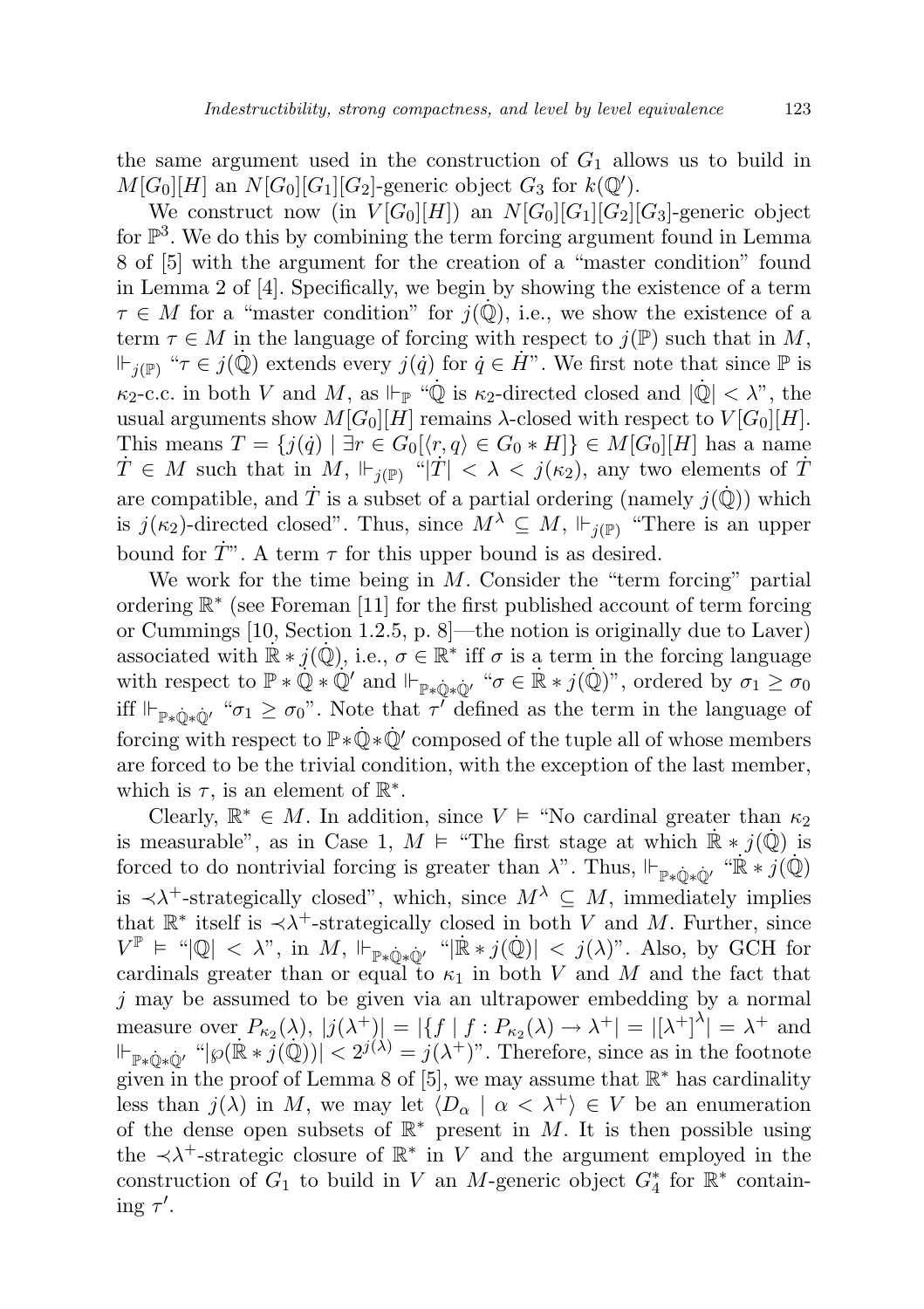the same argument used in the construction of $G_1$ allows us to build in $M[G_0][H]$ an $N[G_0][G_1][G_2]$-generic object $G_3$ for $k(\mathbb{Q}')$.

We construct now (in $V[G_0][H]$) an $N[G_0][G_1][G_2][G_3]$-generic object for $\mathbb{P}^3$. We do this by combining the term forcing argument found in Lemma 8 of [5] with the argument for the creation of a "master condition" found in Lemma 2 of [4]. Specifically, we begin by showing the existence of a term $\tau \in M$ for a "master condition" for $j(\dot{\mathbb{Q}})$, i.e., we show the existence of a term $\tau \in M$ in the language of forcing with respect to $j(\mathbb{P})$ such that in $M$, $\Vdash_{j(\mathbb{P})}$ "$\tau \in j(\dot{\mathbb{Q}})$ extends every $j(\dot{q})$ for $\dot{q} \in \dot{H}$". We first note that since $\mathbb{P}$ is $\kappa_2$-c.c. in both $V$ and $M$, as $\Vdash_{\mathbb{P}}$ "$\dot{\mathbb{Q}}$ is $\kappa_2$-directed closed and $|\dot{\mathbb{Q}}| < \lambda$", the usual arguments show $M[G_0][H]$ remains $\lambda$-closed with respect to $V[G_0][H]$. This means $T = \{j(\dot{q}) \mid \exists r \in G_0[\langle r, q\rangle \in G_0 * H]\} \in M[G_0][H]$ has a name $\dot{T} \in M$ such that in $M$, $\Vdash_{j(\mathbb{P})}$ "$|\dot{T}| < \lambda < j(\kappa_2)$, any two elements of $\dot{T}$ are compatible, and $\dot{T}$ is a subset of a partial ordering (namely $j(\dot{\mathbb{Q}})$) which is $j(\kappa_2)$-directed closed". Thus, since $M^\lambda \subseteq M$, $\Vdash_{j(\mathbb{P})}$ "There is an upper bound for $\dot{T}$". A term $\tau$ for this upper bound is as desired.

We work for the time being in $M$. Consider the "term forcing" partial ordering $\mathbb{R}^*$ (see Foreman [11] for the first published account of term forcing or Cummings [10, Section 1.2.5, p. 8]—the notion is originally due to Laver) associated with $\dot{\mathbb{R}} * j(\dot{\mathbb{Q}})$, i.e., $\sigma \in \mathbb{R}^*$ iff $\sigma$ is a term in the forcing language with respect to $\mathbb{P} * \dot{\mathbb{Q}} * \dot{\mathbb{Q}}'$ and $\Vdash_{\mathbb{P}*\dot{\mathbb{Q}}*\dot{\mathbb{Q}}'}$ "$\sigma \in \dot{\mathbb{R}} * j(\dot{\mathbb{Q}})$", ordered by $\sigma_1 \geq \sigma_0$ iff $\Vdash_{\mathbb{P}*\dot{\mathbb{Q}}*\dot{\mathbb{Q}}'}$ "$\sigma_1 \geq \sigma_0$". Note that $\tau'$ defined as the term in the language of forcing with respect to $\mathbb{P}*\dot{\mathbb{Q}}*\dot{\mathbb{Q}}'$ composed of the tuple all of whose members are forced to be the trivial condition, with the exception of the last member, which is $\tau$, is an element of $\mathbb{R}^*$.

Clearly, $\mathbb{R}^* \in M$. In addition, since $V \vDash$ "No cardinal greater than $\kappa_2$ is measurable", as in Case 1, $M \vDash$ "The first stage at which $\dot{\mathbb{R}} * j(\dot{\mathbb{Q}})$ is forced to do nontrivial forcing is greater than $\lambda$". Thus, $\Vdash_{\mathbb{P}*\dot{\mathbb{Q}}*\dot{\mathbb{Q}}'}$ "$\dot{\mathbb{R}} * j(\dot{\mathbb{Q}})$ is $\prec\lambda^+$-strategically closed", which, since $M^\lambda \subseteq M$, immediately implies that $\mathbb{R}^*$ itself is $\prec\lambda^+$-strategically closed in both $V$ and $M$. Further, since $V^{\mathbb{P}} \vDash$ "$|\mathbb{Q}| < \lambda$", in $M$, $\Vdash_{\mathbb{P}*\dot{\mathbb{Q}}*\dot{\mathbb{Q}}'}$ "$|\dot{\mathbb{R}} * j(\dot{\mathbb{Q}})| < j(\lambda)$". Also, by GCH for cardinals greater than or equal to $\kappa_1$ in both $V$ and $M$ and the fact that $j$ may be assumed to be given via an ultrapower embedding by a normal measure over $P_{\kappa_2}(\lambda)$, $|j(\lambda^+)| = |\{f \mid f : P_{\kappa_2}(\lambda) \to \lambda^+\}| = |[\lambda^+]^\lambda| = \lambda^+$ and $\Vdash_{\mathbb{P}*\dot{\mathbb{Q}}*\dot{\mathbb{Q}}'}$ "$|\wp(\dot{\mathbb{R}} * j(\dot{\mathbb{Q}}))| < 2^{j(\lambda)} = j(\lambda^+)$". Therefore, since as in the footnote given in the proof of Lemma 8 of [5], we may assume that $\mathbb{R}^*$ has cardinality less than $j(\lambda)$ in $M$, we may let $\langle D_\alpha \mid \alpha < \lambda^+\rangle \in V$ be an enumeration of the dense open subsets of $\mathbb{R}^*$ present in $M$. It is then possible using the $\prec\lambda^+$-strategic closure of $\mathbb{R}^*$ in $V$ and the argument employed in the construction of $G_1$ to build in $V$ an $M$-generic object $G_4^*$ for $\mathbb{R}^*$ containing $\tau'$.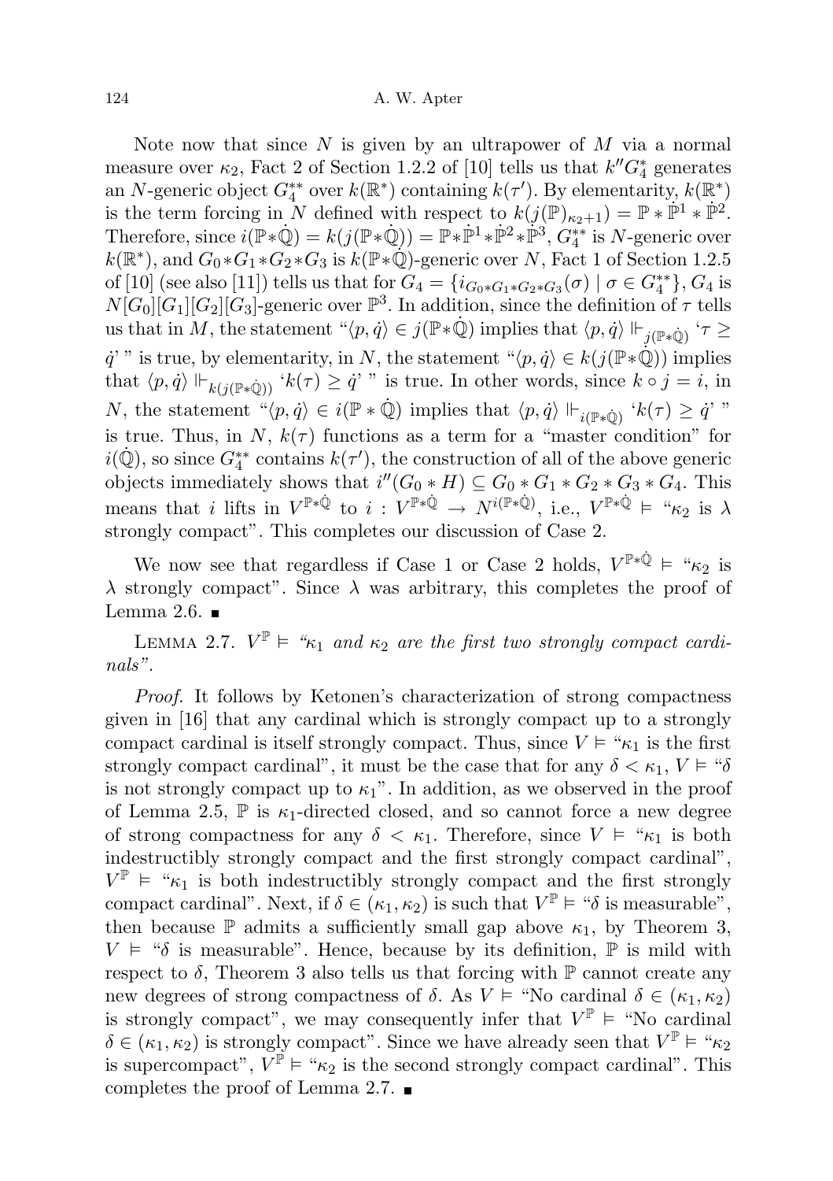Note now that since $N$ is given by an ultrapower of $M$ via a normal measure over $\kappa_2$, Fact 2 of Section 1.2.2 of [10] tells us that $k''G_4^*$ generates an $N$-generic object $G_4^{**}$ over $k(\mathbb{R}^*)$ containing $k(\tau')$. By elementarity, $k(\mathbb{R}^*)$ is the term forcing in $N$ defined with respect to $k(j(\mathbb{P})_{\kappa_2+1}) = \mathbb{P} * \dot{\mathbb{P}}^1 * \dot{\mathbb{P}}^2$. Therefore, since $i(\mathbb{P}*\dot{\mathbb{Q}}) = k(j(\mathbb{P}*\dot{\mathbb{Q}})) = \mathbb{P}*\dot{\mathbb{P}}^1*\dot{\mathbb{P}}^2*\dot{\mathbb{P}}^3$, $G_4^{**}$ is $N$-generic over $k(\mathbb{R}^*)$, and $G_0*G_1*G_2*G_3$ is $k(\mathbb{P}*\dot{\mathbb{Q}})$-generic over $N$, Fact 1 of Section 1.2.5 of [10] (see also [11]) tells us that for $G_4 = \{i_{G_0*G_1*G_2*G_3}(\sigma) \mid \sigma \in G_4^{**}\}$, $G_4$ is $N[G_0][G_1][G_2][G_3]$-generic over $\mathbb{P}^3$. In addition, since the definition of $\tau$ tells us that in $M$, the statement "$\langle p, \dot{q}\rangle \in j(\mathbb{P}*\dot{\mathbb{Q}})$ implies that $\langle p, \dot{q}\rangle \Vdash_{j(\mathbb{P}*\dot{\mathbb{Q}})}$ '$\tau \geq \dot{q}$' " is true, by elementarity, in $N$, the statement "$\langle p, \dot{q}\rangle \in k(j(\mathbb{P}*\dot{\mathbb{Q}}))$ implies that $\langle p, \dot{q}\rangle \Vdash_{k(j(\mathbb{P}*\dot{\mathbb{Q}}))}$ '$k(\tau) \geq \dot{q}$' " is true. In other words, since $k \circ j = i$, in $N$, the statement "$\langle p, \dot{q}\rangle \in i(\mathbb{P} * \dot{\mathbb{Q}})$ implies that $\langle p, \dot{q}\rangle \Vdash_{i(\mathbb{P}*\dot{\mathbb{Q}})}$ '$k(\tau) \geq \dot{q}$' " is true. Thus, in $N$, $k(\tau)$ functions as a term for a "master condition" for $i(\dot{\mathbb{Q}})$, so since $G_4^{**}$ contains $k(\tau')$, the construction of all of the above generic objects immediately shows that $i''(G_0 * H) \subseteq G_0 * G_1 * G_2 * G_3 * G_4$. This means that $i$ lifts in $V^{\mathbb{P}*\dot{\mathbb{Q}}}$ to $i : V^{\mathbb{P}*\dot{\mathbb{Q}}} \to N^{i(\mathbb{P}*\dot{\mathbb{Q}})}$, i.e., $V^{\mathbb{P}*\dot{\mathbb{Q}}} \vDash$ "$\kappa_2$ is $\lambda$ strongly compact". This completes our discussion of Case 2.

We now see that regardless if Case 1 or Case 2 holds, $V^{\mathbb{P}*\dot{\mathbb{Q}}} \vDash$ "$\kappa_2$ is $\lambda$ strongly compact". Since $\lambda$ was arbitrary, this completes the proof of Lemma 2.6. ∎

LEMMA 2.7. $V^{\mathbb{P}} \vDash$ *"$\kappa_1$ and $\kappa_2$ are the first two strongly compact cardinals".*

*Proof.* It follows by Ketonen's characterization of strong compactness given in [16] that any cardinal which is strongly compact up to a strongly compact cardinal is itself strongly compact. Thus, since $V \vDash$ "$\kappa_1$ is the first strongly compact cardinal", it must be the case that for any $\delta < \kappa_1$, $V \vDash$ "$\delta$ is not strongly compact up to $\kappa_1$". In addition, as we observed in the proof of Lemma 2.5, $\mathbb{P}$ is $\kappa_1$-directed closed, and so cannot force a new degree of strong compactness for any $\delta < \kappa_1$. Therefore, since $V \vDash$ "$\kappa_1$ is both indestructibly strongly compact and the first strongly compact cardinal", $V^{\mathbb{P}} \vDash$ "$\kappa_1$ is both indestructibly strongly compact and the first strongly compact cardinal". Next, if $\delta \in (\kappa_1, \kappa_2)$ is such that $V^{\mathbb{P}} \vDash$ "$\delta$ is measurable", then because $\mathbb{P}$ admits a sufficiently small gap above $\kappa_1$, by Theorem 3, $V \vDash$ "$\delta$ is measurable". Hence, because by its definition, $\mathbb{P}$ is mild with respect to $\delta$, Theorem 3 also tells us that forcing with $\mathbb{P}$ cannot create any new degrees of strong compactness of $\delta$. As $V \vDash$ "No cardinal $\delta \in (\kappa_1, \kappa_2)$ is strongly compact", we may consequently infer that $V^{\mathbb{P}} \vDash$ "No cardinal $\delta \in (\kappa_1, \kappa_2)$ is strongly compact". Since we have already seen that $V^{\mathbb{P}} \vDash$ "$\kappa_2$ is supercompact", $V^{\mathbb{P}} \vDash$ "$\kappa_2$ is the second strongly compact cardinal". This completes the proof of Lemma 2.7. ∎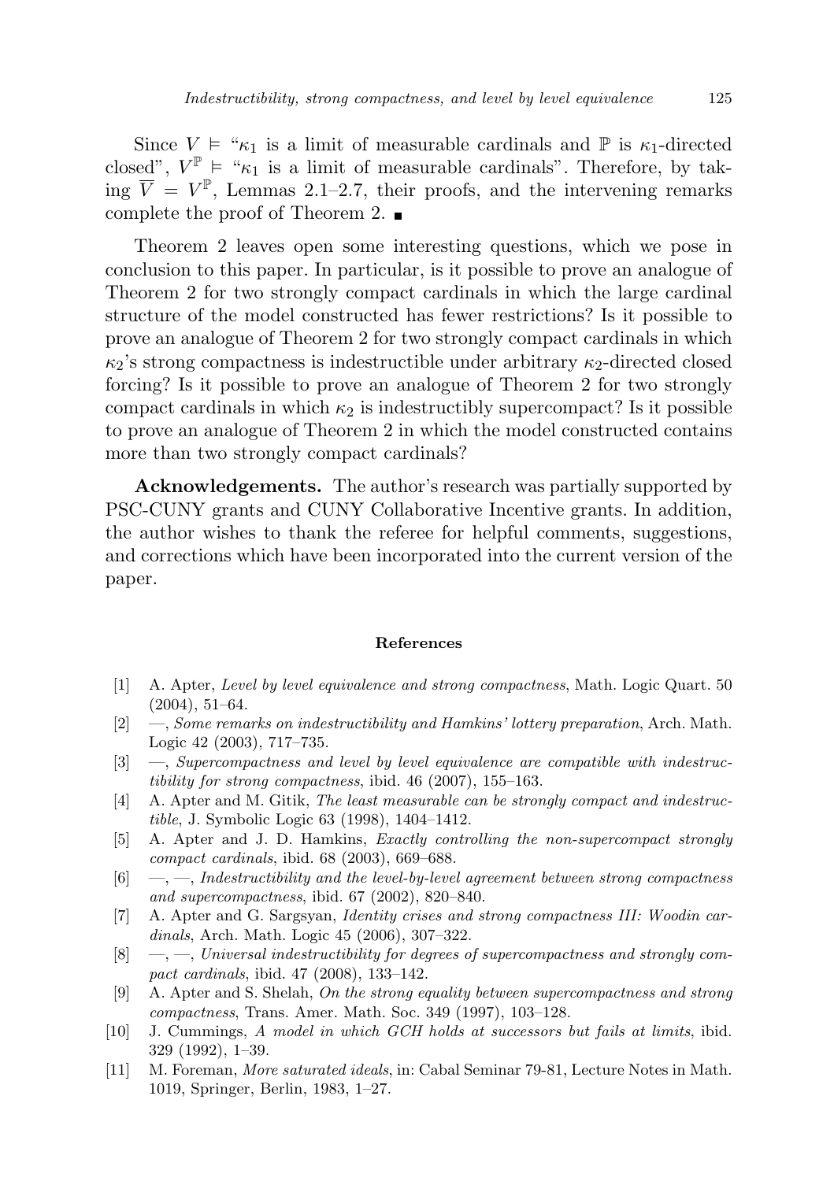Since $V \vDash$ "$\kappa_1$ is a limit of measurable cardinals and $\mathbb{P}$ is $\kappa_1$-directed closed", $V^{\mathbb{P}} \vDash$ "$\kappa_1$ is a limit of measurable cardinals". Therefore, by taking $\overline{V} = V^{\mathbb{P}}$, Lemmas 2.1–2.7, their proofs, and the intervening remarks complete the proof of Theorem 2. ∎

Theorem 2 leaves open some interesting questions, which we pose in conclusion to this paper. In particular, is it possible to prove an analogue of Theorem 2 for two strongly compact cardinals in which the large cardinal structure of the model constructed has fewer restrictions? Is it possible to prove an analogue of Theorem 2 for two strongly compact cardinals in which $\kappa_2$'s strong compactness is indestructible under arbitrary $\kappa_2$-directed closed forcing? Is it possible to prove an analogue of Theorem 2 for two strongly compact cardinals in which $\kappa_2$ is indestructibly supercompact? Is it possible to prove an analogue of Theorem 2 in which the model constructed contains more than two strongly compact cardinals?

**Acknowledgements.** The author's research was partially supported by PSC-CUNY grants and CUNY Collaborative Incentive grants. In addition, the author wishes to thank the referee for helpful comments, suggestions, and corrections which have been incorporated into the current version of the paper.

## References

[1] A. Apter, *Level by level equivalence and strong compactness*, Math. Logic Quart. 50 (2004), 51–64.

[2] —, *Some remarks on indestructibility and Hamkins' lottery preparation*, Arch. Math. Logic 42 (2003), 717–735.

[3] —, *Supercompactness and level by level equivalence are compatible with indestructibility for strong compactness*, ibid. 46 (2007), 155–163.

[4] A. Apter and M. Gitik, *The least measurable can be strongly compact and indestructible*, J. Symbolic Logic 63 (1998), 1404–1412.

[5] A. Apter and J. D. Hamkins, *Exactly controlling the non-supercompact strongly compact cardinals*, ibid. 68 (2003), 669–688.

[6] —, —, *Indestructibility and the level-by-level agreement between strong compactness and supercompactness*, ibid. 67 (2002), 820–840.

[7] A. Apter and G. Sargsyan, *Identity crises and strong compactness III: Woodin cardinals*, Arch. Math. Logic 45 (2006), 307–322.

[8] —, —, *Universal indestructibility for degrees of supercompactness and strongly compact cardinals*, ibid. 47 (2008), 133–142.

[9] A. Apter and S. Shelah, *On the strong equality between supercompactness and strong compactness*, Trans. Amer. Math. Soc. 349 (1997), 103–128.

[10] J. Cummings, *A model in which GCH holds at successors but fails at limits*, ibid. 329 (1992), 1–39.

[11] M. Foreman, *More saturated ideals*, in: Cabal Seminar 79-81, Lecture Notes in Math. 1019, Springer, Berlin, 1983, 1–27.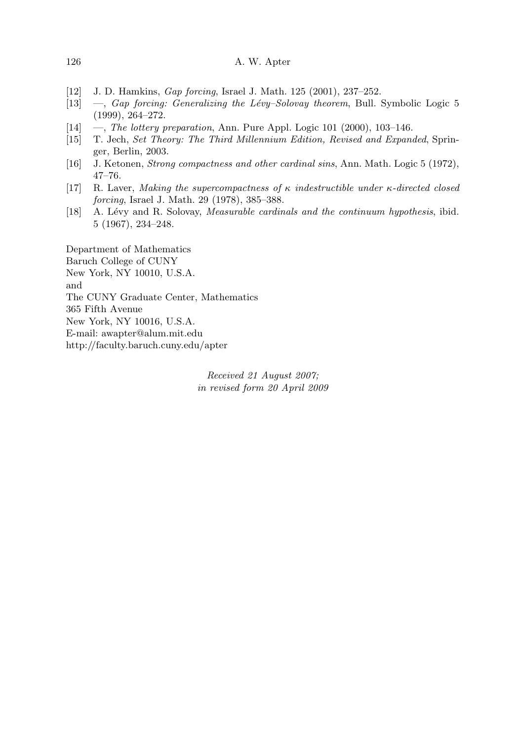[12] J. D. Hamkins, *Gap forcing*, Israel J. Math. 125 (2001), 237–252.

[13] —, *Gap forcing: Generalizing the Lévy–Solovay theorem*, Bull. Symbolic Logic 5 (1999), 264–272.

[14] —, *The lottery preparation*, Ann. Pure Appl. Logic 101 (2000), 103–146.

[15] T. Jech, *Set Theory: The Third Millennium Edition, Revised and Expanded*, Springer, Berlin, 2003.

[16] J. Ketonen, *Strong compactness and other cardinal sins*, Ann. Math. Logic 5 (1972), 47–76.

[17] R. Laver, *Making the supercompactness of $\kappa$ indestructible under $\kappa$-directed closed forcing*, Israel J. Math. 29 (1978), 385–388.

[18] A. Lévy and R. Solovay, *Measurable cardinals and the continuum hypothesis*, ibid. 5 (1967), 234–248.

Department of Mathematics
Baruch College of CUNY
New York, NY 10010, U.S.A.
and
The CUNY Graduate Center, Mathematics
365 Fifth Avenue
New York, NY 10016, U.S.A.
E-mail: awapter@alum.mit.edu
http://faculty.baruch.cuny.edu/apter

*Received 21 August 2007;*
*in revised form 20 April 2009*